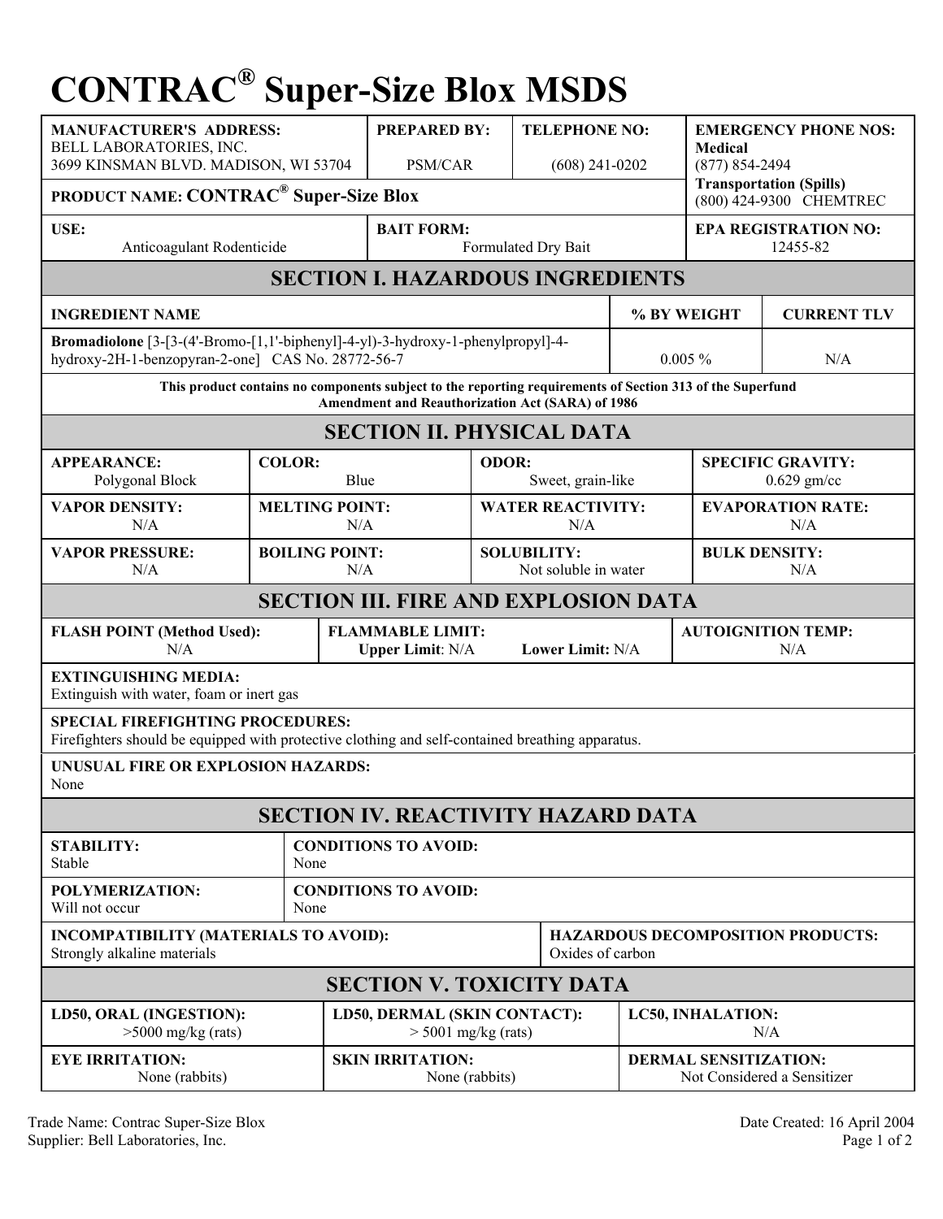# CONTRAC® Super-Size Blox MSDS

| MANUFACTURER'S ADDRESS: | PREPARED BY: | TELEPHONE NO: | EMERGENCY PHONE NOS: |
|---|---|---|---|
| BELL LABORATORIES, INC. 3699 KINSMAN BLVD. MADISON, WI 53704 | PSM/CAR | (608) 241-0202 | **Medical** (877) 854-2494 |
| **PRODUCT NAME: CONTRAC® Super-Size Blox** | | | **Transportation (Spills)** (800) 424-9300 CHEMTREC |
| **USE:** Anticoagulant Rodenticide | **BAIT FORM:** Formulated Dry Bait | | **EPA REGISTRATION NO:** 12455-82 |

## SECTION I. HAZARDOUS INGREDIENTS

| INGREDIENT NAME | % BY WEIGHT | CURRENT TLV |
|---|---|---|
| **Bromadiolone** [3-[3-(4'-Bromo-[1,1'-biphenyl]-4-yl)-3-hydroxy-1-phenylpropyl]-4-hydroxy-2H-1-benzopyran-2-one] CAS No. 28772-56-7 | 0.005 % | N/A |

**This product contains no components subject to the reporting requirements of Section 313 of the Superfund Amendment and Reauthorization Act (SARA) of 1986**

## SECTION II. PHYSICAL DATA

| APPEARANCE: | COLOR: | ODOR: | SPECIFIC GRAVITY: |
|---|---|---|---|
| Polygonal Block | Blue | Sweet, grain-like | 0.629 gm/cc |
| **VAPOR DENSITY:** N/A | **MELTING POINT:** N/A | **WATER REACTIVITY:** N/A | **EVAPORATION RATE:** N/A |
| **VAPOR PRESSURE:** N/A | **BOILING POINT:** N/A | **SOLUBILITY:** Not soluble in water | **BULK DENSITY:** N/A |

## SECTION III. FIRE AND EXPLOSION DATA

| FLASH POINT (Method Used): | FLAMMABLE LIMIT: | AUTOIGNITION TEMP: |
|---|---|---|
| N/A | **Upper Limit**: N/A **Lower Limit:** N/A | N/A |

**EXTINGUISHING MEDIA:**
Extinguish with water, foam or inert gas

**SPECIAL FIREFIGHTING PROCEDURES:**
Firefighters should be equipped with protective clothing and self-contained breathing apparatus.

**UNUSUAL FIRE OR EXPLOSION HAZARDS:**
None

## SECTION IV. REACTIVITY HAZARD DATA

| STABILITY: | CONDITIONS TO AVOID: |
|---|---|
| Stable | None |
| **POLYMERIZATION:** Will not occur | **CONDITIONS TO AVOID:** None |

| INCOMPATIBILITY (MATERIALS TO AVOID): | HAZARDOUS DECOMPOSITION PRODUCTS: |
|---|---|
| Strongly alkaline materials | Oxides of carbon |

## SECTION V. TOXICITY DATA

| LD50, ORAL (INGESTION): | LD50, DERMAL (SKIN CONTACT): | LC50, INHALATION: |
|---|---|---|
| >5000 mg/kg (rats) | > 5001 mg/kg (rats) | N/A |
| **EYE IRRITATION:** None (rabbits) | **SKIN IRRITATION:** None (rabbits) | **DERMAL SENSITIZATION:** Not Considered a Sensitizer |

Trade Name: Contrac Super-Size Blox
Supplier: Bell Laboratories, Inc.

Date Created: 16 April 2004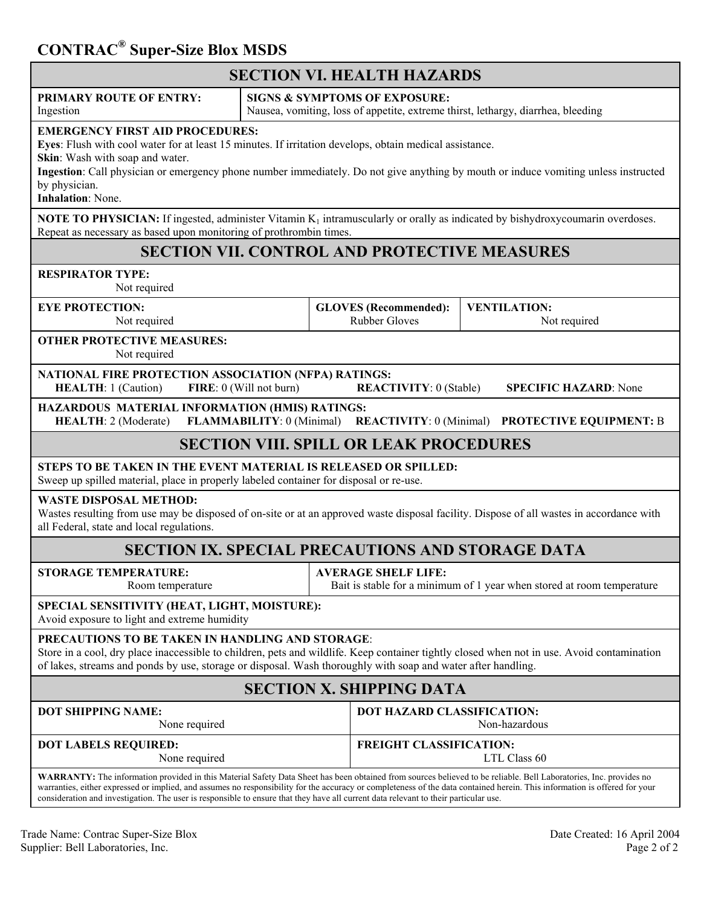# CONTRAC® Super-Size Blox MSDS

## SECTION VI. HEALTH HAZARDS

**PRIMARY ROUTE OF ENTRY:**
Ingestion

**SIGNS & SYMPTOMS OF EXPOSURE:**
Nausea, vomiting, loss of appetite, extreme thirst, lethargy, diarrhea, bleeding

**EMERGENCY FIRST AID PROCEDURES:**
**Eyes**: Flush with cool water for at least 15 minutes. If irritation develops, obtain medical assistance.
**Skin**: Wash with soap and water.
**Ingestion**: Call physician or emergency phone number immediately. Do not give anything by mouth or induce vomiting unless instructed by physician.
**Inhalation**: None.

**NOTE TO PHYSICIAN:** If ingested, administer Vitamin $K_1$ intramuscularly or orally as indicated by bishydroxycoumarin overdoses. Repeat as necessary as based upon monitoring of prothrombin times.

## SECTION VII. CONTROL AND PROTECTIVE MEASURES

**RESPIRATOR TYPE:**
Not required

**EYE PROTECTION:**
Not required

**GLOVES (Recommended):**
Rubber Gloves

**VENTILATION:**
Not required

**OTHER PROTECTIVE MEASURES:**
Not required

**NATIONAL FIRE PROTECTION ASSOCIATION (NFPA) RATINGS:**
**HEALTH**: 1 (Caution) **FIRE**: 0 (Will not burn) **REACTIVITY**: 0 (Stable) **SPECIFIC HAZARD**: None

**HAZARDOUS MATERIAL INFORMATION (HMIS) RATINGS:**
**HEALTH**: 2 (Moderate) **FLAMMABILITY**: 0 (Minimal) **REACTIVITY**: 0 (Minimal) **PROTECTIVE EQUIPMENT:** B

## SECTION VIII. SPILL OR LEAK PROCEDURES

**STEPS TO BE TAKEN IN THE EVENT MATERIAL IS RELEASED OR SPILLED:**
Sweep up spilled material, place in properly labeled container for disposal or re-use.

**WASTE DISPOSAL METHOD:**
Wastes resulting from use may be disposed of on-site or at an approved waste disposal facility. Dispose of all wastes in accordance with all Federal, state and local regulations.

## SECTION IX. SPECIAL PRECAUTIONS AND STORAGE DATA

**STORAGE TEMPERATURE:**
Room temperature

**AVERAGE SHELF LIFE:**
Bait is stable for a minimum of 1 year when stored at room temperature

**SPECIAL SENSITIVITY (HEAT, LIGHT, MOISTURE):**
Avoid exposure to light and extreme humidity

**PRECAUTIONS TO BE TAKEN IN HANDLING AND STORAGE**:
Store in a cool, dry place inaccessible to children, pets and wildlife. Keep container tightly closed when not in use. Avoid contamination of lakes, streams and ponds by use, storage or disposal. Wash thoroughly with soap and water after handling.

## SECTION X. SHIPPING DATA

**DOT SHIPPING NAME:**
None required

**DOT HAZARD CLASSIFICATION:**
Non-hazardous

**DOT LABELS REQUIRED:**
None required

**FREIGHT CLASSIFICATION:**
LTL Class 60

**WARRANTY:** The information provided in this Material Safety Data Sheet has been obtained from sources believed to be reliable. Bell Laboratories, Inc. provides no warranties, either expressed or implied, and assumes no responsibility for the accuracy or completeness of the data contained herein. This information is offered for your consideration and investigation. The user is responsible to ensure that they have all current data relevant to their particular use.

Trade Name: Contrac Super-Size Blox
Supplier: Bell Laboratories, Inc.

Date Created: 16 April 2004